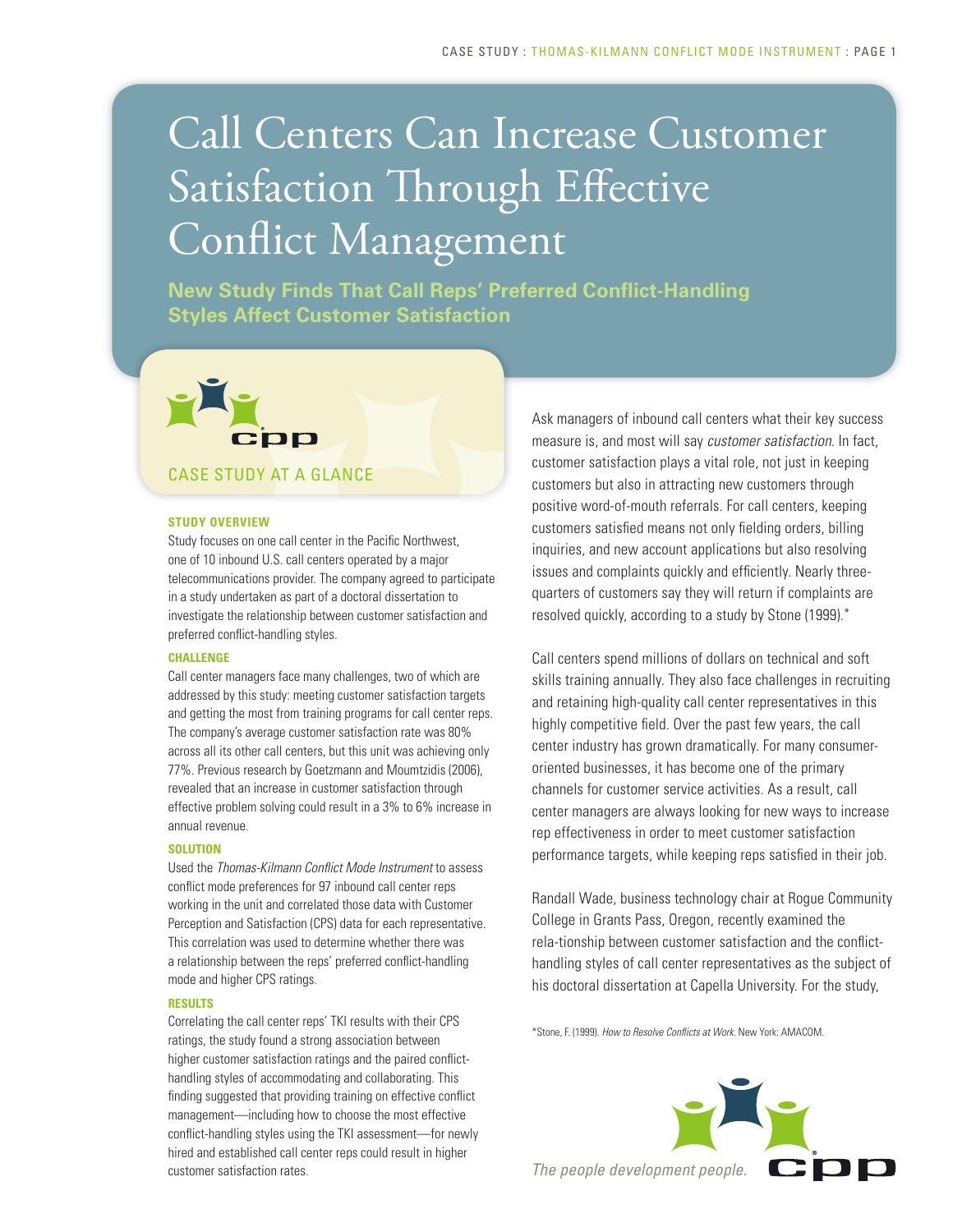# Call Centers Can Increase Customer Satisfaction Through Effective Conflict Management

**New Study Finds That Call Reps' Preferred Conflict-Handling Styles Affect Customer Satisfaction**

## CASE STUDY AT A GLANCE

**STUDY OVERVIEW**

Study focuses on one call center in the Pacific Northwest, one of 10 inbound U.S. call centers operated by a major telecommunications provider. The company agreed to participate in a study undertaken as part of a doctoral dissertation to investigate the relationship between customer satisfaction and preferred conflict-handling styles.

**CHALLENGE**

Call center managers face many challenges, two of which are addressed by this study: meeting customer satisfaction targets and getting the most from training programs for call center reps. The company's average customer satisfaction rate was 80% across all its other call centers, but this unit was achieving only 77%. Previous research by Goetzmann and Moumtzidis (2006), revealed that an increase in customer satisfaction through effective problem solving could result in a 3% to 6% increase in annual revenue.

**SOLUTION**

Used the *Thomas-Kilmann Conflict Mode Instrument* to assess conflict mode preferences for 97 inbound call center reps working in the unit and correlated those data with Customer Perception and Satisfaction (CPS) data for each representative. This correlation was used to determine whether there was a relationship between the reps' preferred conflict-handling mode and higher CPS ratings.

**RESULTS**

Correlating the call center reps' TKI results with their CPS ratings, the study found a strong association between higher customer satisfaction ratings and the paired conflict-handling styles of accommodating and collaborating. This finding suggested that providing training on effective conflict management—including how to choose the most effective conflict-handling styles using the TKI assessment—for newly hired and established call center reps could result in higher customer satisfaction rates.

Ask managers of inbound call centers what their key success measure is, and most will say *customer satisfaction*. In fact, customer satisfaction plays a vital role, not just in keeping customers but also in attracting new customers through positive word-of-mouth referrals. For call centers, keeping customers satisfied means not only fielding orders, billing inquiries, and new account applications but also resolving issues and complaints quickly and efficiently. Nearly three-quarters of customers say they will return if complaints are resolved quickly, according to a study by Stone (1999).*

Call centers spend millions of dollars on technical and soft skills training annually. They also face challenges in recruiting and retaining high-quality call center representatives in this highly competitive field. Over the past few years, the call center industry has grown dramatically. For many consumer-oriented businesses, it has become one of the primary channels for customer service activities. As a result, call center managers are always looking for new ways to increase rep effectiveness in order to meet customer satisfaction performance targets, while keeping reps satisfied in their job.

Randall Wade, business technology chair at Rogue Community College in Grants Pass, Oregon, recently examined the rela-tionship between customer satisfaction and the conflict-handling styles of call center representatives as the subject of his doctoral dissertation at Capella University. For the study,

*Stone, F. (1999). *How to Resolve Conflicts at Work*. New York: AMACOM.

*The people development people.*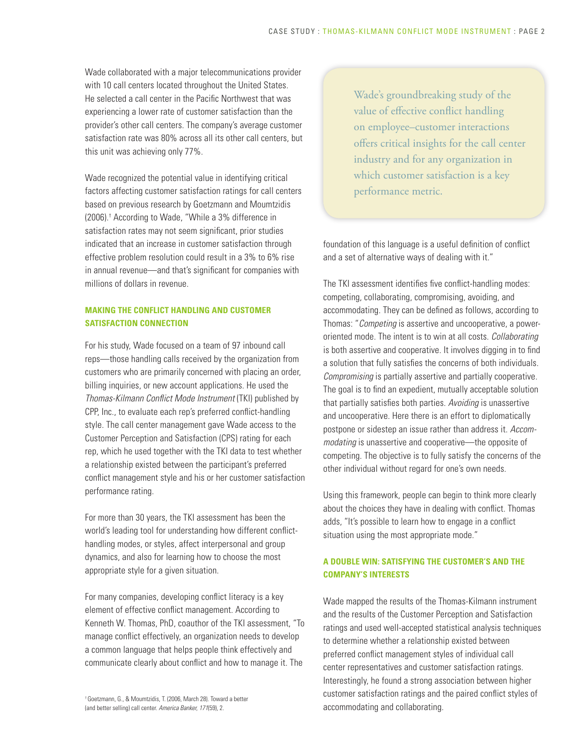Wade collaborated with a major telecommunications provider with 10 call centers located throughout the United States. He selected a call center in the Pacific Northwest that was experiencing a lower rate of customer satisfaction than the provider's other call centers. The company's average customer satisfaction rate was 80% across all its other call centers, but this unit was achieving only 77%.

Wade recognized the potential value in identifying critical factors affecting customer satisfaction ratings for call centers based on previous research by Goetzmann and Moumtzidis (2006).[†] According to Wade, "While a 3% difference in satisfaction rates may not seem significant, prior studies indicated that an increase in customer satisfaction through effective problem resolution could result in a 3% to 6% rise in annual revenue—and that's significant for companies with millions of dollars in revenue.

## MAKING THE CONFLICT HANDLING AND CUSTOMER SATISFACTION CONNECTION

For his study, Wade focused on a team of 97 inbound call reps—those handling calls received by the organization from customers who are primarily concerned with placing an order, billing inquiries, or new account applications. He used the *Thomas-Kilmann Conflict Mode Instrument* (TKI) published by CPP, Inc., to evaluate each rep's preferred conflict-handling style. The call center management gave Wade access to the Customer Perception and Satisfaction (CPS) rating for each rep, which he used together with the TKI data to test whether a relationship existed between the participant's preferred conflict management style and his or her customer satisfaction performance rating.

For more than 30 years, the TKI assessment has been the world's leading tool for understanding how different conflict-handling modes, or styles, affect interpersonal and group dynamics, and also for learning how to choose the most appropriate style for a given situation.

For many companies, developing conflict literacy is a key element of effective conflict management. According to Kenneth W. Thomas, PhD, coauthor of the TKI assessment, "To manage conflict effectively, an organization needs to develop a common language that helps people think effectively and communicate clearly about conflict and how to manage it. The foundation of this language is a useful definition of conflict and a set of alternative ways of dealing with it."

> Wade's groundbreaking study of the value of effective conflict handling on employee–customer interactions offers critical insights for the call center industry and for any organization in which customer satisfaction is a key performance metric.

The TKI assessment identifies five conflict-handling modes: competing, collaborating, compromising, avoiding, and accommodating. They can be defined as follows, according to Thomas: "*Competing* is assertive and uncooperative, a power-oriented mode. The intent is to win at all costs. *Collaborating* is both assertive and cooperative. It involves digging in to find a solution that fully satisfies the concerns of both individuals. *Compromising* is partially assertive and partially cooperative. The goal is to find an expedient, mutually acceptable solution that partially satisfies both parties. *Avoiding* is unassertive and uncooperative. Here there is an effort to diplomatically postpone or sidestep an issue rather than address it. *Accommodating* is unassertive and cooperative—the opposite of competing. The objective is to fully satisfy the concerns of the other individual without regard for one's own needs.

Using this framework, people can begin to think more clearly about the choices they have in dealing with conflict. Thomas adds, "It's possible to learn how to engage in a conflict situation using the most appropriate mode."

## A DOUBLE WIN: SATISFYING THE CUSTOMER'S AND THE COMPANY'S INTERESTS

Wade mapped the results of the Thomas-Kilmann instrument and the results of the Customer Perception and Satisfaction ratings and used well-accepted statistical analysis techniques to determine whether a relationship existed between preferred conflict management styles of individual call center representatives and customer satisfaction ratings. Interestingly, he found a strong association between higher customer satisfaction ratings and the paired conflict styles of accommodating and collaborating.

[†] Goetzmann, G., & Moumtzidis, T. (2006, March 28). Toward a better (and better selling) call center. *America Banker, 171*(59), 2.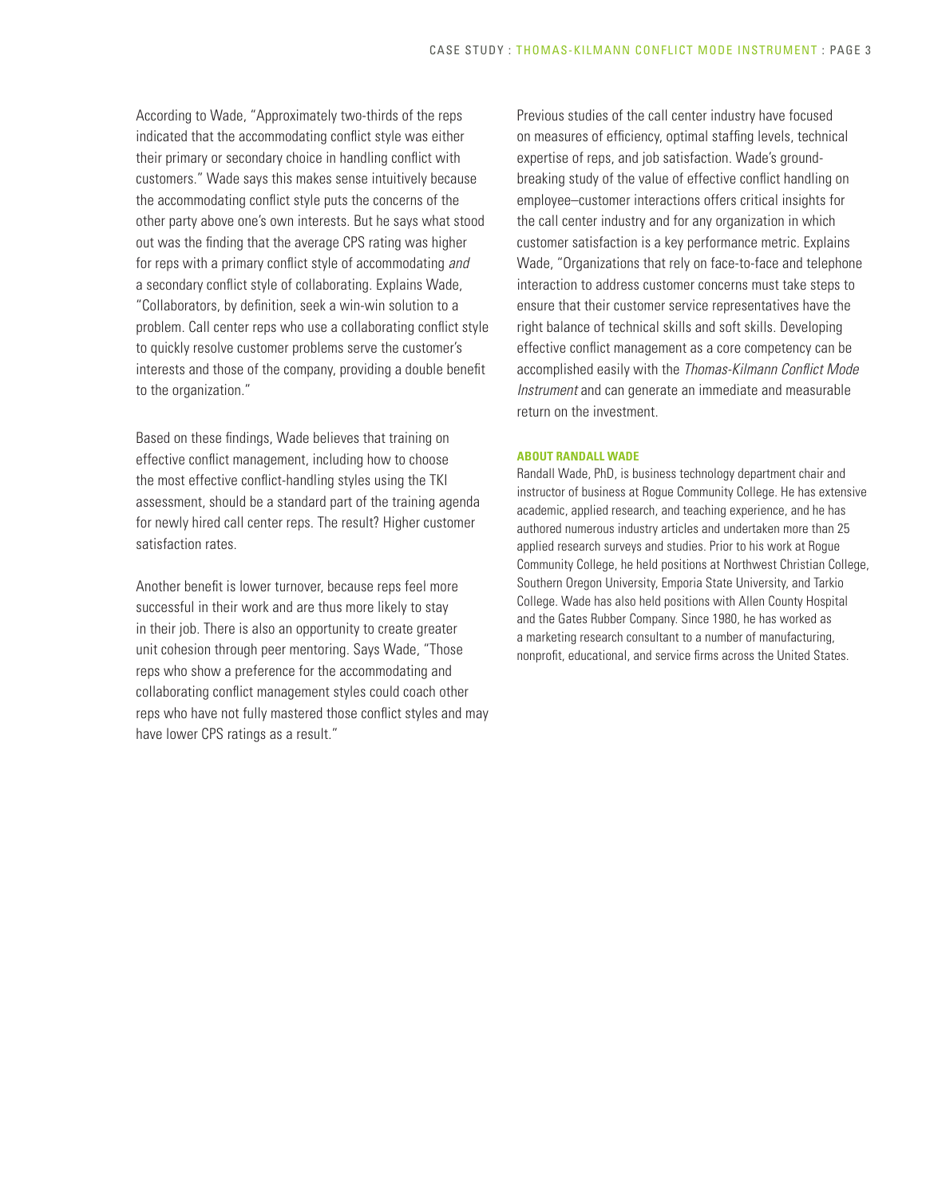According to Wade, "Approximately two-thirds of the reps indicated that the accommodating conflict style was either their primary or secondary choice in handling conflict with customers." Wade says this makes sense intuitively because the accommodating conflict style puts the concerns of the other party above one's own interests. But he says what stood out was the finding that the average CPS rating was higher for reps with a primary conflict style of accommodating *and* a secondary conflict style of collaborating. Explains Wade, "Collaborators, by definition, seek a win-win solution to a problem. Call center reps who use a collaborating conflict style to quickly resolve customer problems serve the customer's interests and those of the company, providing a double benefit to the organization."

Based on these findings, Wade believes that training on effective conflict management, including how to choose the most effective conflict-handling styles using the TKI assessment, should be a standard part of the training agenda for newly hired call center reps. The result? Higher customer satisfaction rates.

Another benefit is lower turnover, because reps feel more successful in their work and are thus more likely to stay in their job. There is also an opportunity to create greater unit cohesion through peer mentoring. Says Wade, "Those reps who show a preference for the accommodating and collaborating conflict management styles could coach other reps who have not fully mastered those conflict styles and may have lower CPS ratings as a result."

Previous studies of the call center industry have focused on measures of efficiency, optimal staffing levels, technical expertise of reps, and job satisfaction. Wade's groundbreaking study of the value of effective conflict handling on employee–customer interactions offers critical insights for the call center industry and for any organization in which customer satisfaction is a key performance metric. Explains Wade, "Organizations that rely on face-to-face and telephone interaction to address customer concerns must take steps to ensure that their customer service representatives have the right balance of technical skills and soft skills. Developing effective conflict management as a core competency can be accomplished easily with the *Thomas-Kilmann Conflict Mode Instrument* and can generate an immediate and measurable return on the investment.

**ABOUT RANDALL WADE**

Randall Wade, PhD, is business technology department chair and instructor of business at Rogue Community College. He has extensive academic, applied research, and teaching experience, and he has authored numerous industry articles and undertaken more than 25 applied research surveys and studies. Prior to his work at Rogue Community College, he held positions at Northwest Christian College, Southern Oregon University, Emporia State University, and Tarkio College. Wade has also held positions with Allen County Hospital and the Gates Rubber Company. Since 1980, he has worked as a marketing research consultant to a number of manufacturing, nonprofit, educational, and service firms across the United States.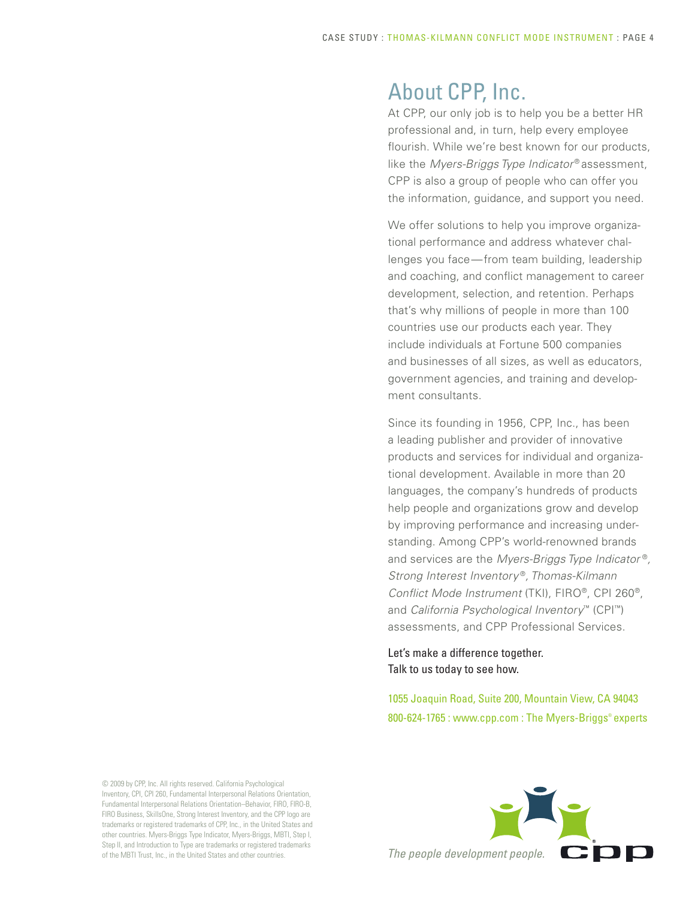# About CPP, Inc.

At CPP, our only job is to help you be a better HR professional and, in turn, help every employee flourish. While we're best known for our products, like the *Myers-Briggs Type Indicator®* assessment, CPP is also a group of people who can offer you the information, guidance, and support you need.

We offer solutions to help you improve organizational performance and address whatever challenges you face—from team building, leadership and coaching, and conflict management to career development, selection, and retention. Perhaps that's why millions of people in more than 100 countries use our products each year. They include individuals at Fortune 500 companies and businesses of all sizes, as well as educators, government agencies, and training and development consultants.

Since its founding in 1956, CPP, Inc., has been a leading publisher and provider of innovative products and services for individual and organizational development. Available in more than 20 languages, the company's hundreds of products help people and organizations grow and develop by improving performance and increasing understanding. Among CPP's world-renowned brands and services are the *Myers-Briggs Type Indicator®*, *Strong Interest Inventory®*, *Thomas-Kilmann Conflict Mode Instrument* (TKI), FIRO®, CPI 260®, and *California Psychological Inventory™* (CPI™) assessments, and CPP Professional Services.

Let's make a difference together.
Talk to us today to see how.

1055 Joaquin Road, Suite 200, Mountain View, CA 94043
800-624-1765 : www.cpp.com : The Myers-Briggs® experts

© 2009 by CPP, Inc. All rights reserved. California Psychological Inventory, CPI, CPI 260, Fundamental Interpersonal Relations Orientation, Fundamental Interpersonal Relations Orientation–Behavior, FIRO, FIRO-B, FIRO Business, SkillsOne, Strong Interest Inventory, and the CPP logo are trademarks or registered trademarks of CPP, Inc., in the United States and other countries. Myers-Briggs Type Indicator, Myers-Briggs, MBTI, Step I, Step II, and Introduction to Type are trademarks or registered trademarks of the MBTI Trust, Inc., in the United States and other countries.

*The people development people.*

cpp®